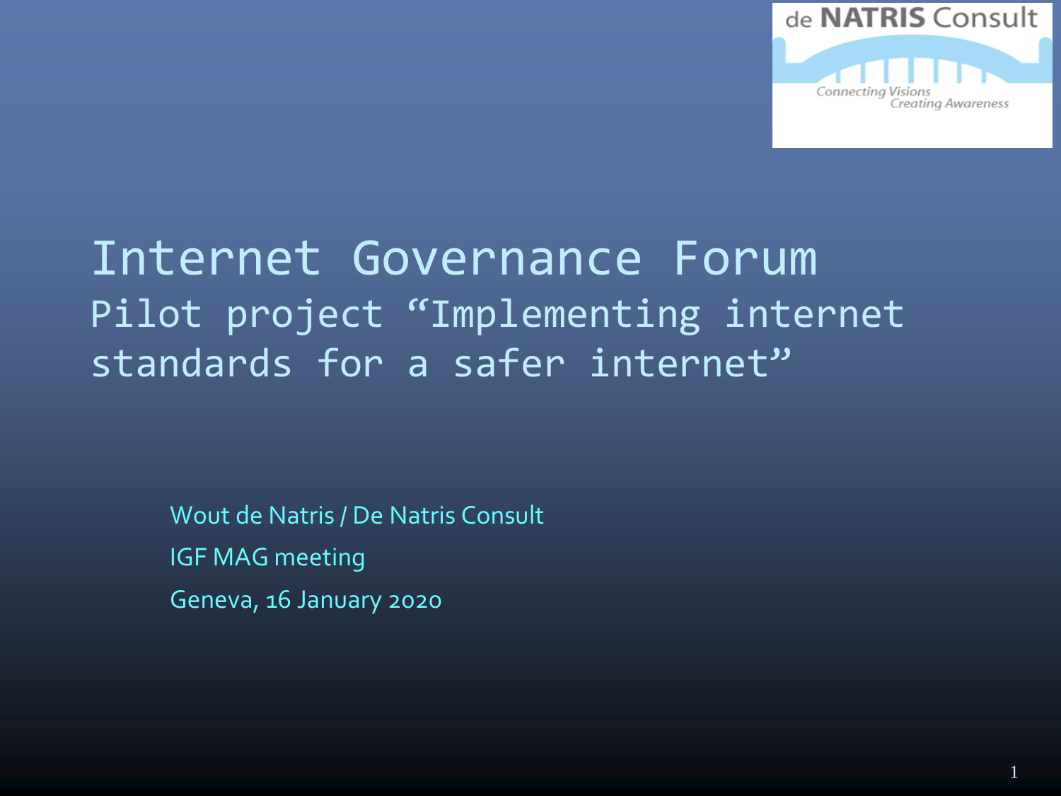de NATRIS Consult

Connecting Visions
Creating Awareness

# Internet Governance Forum

## Pilot project "Implementing internet standards for a safer internet"

Wout de Natris / De Natris Consult

IGF MAG meeting

Geneva, 16 January 2020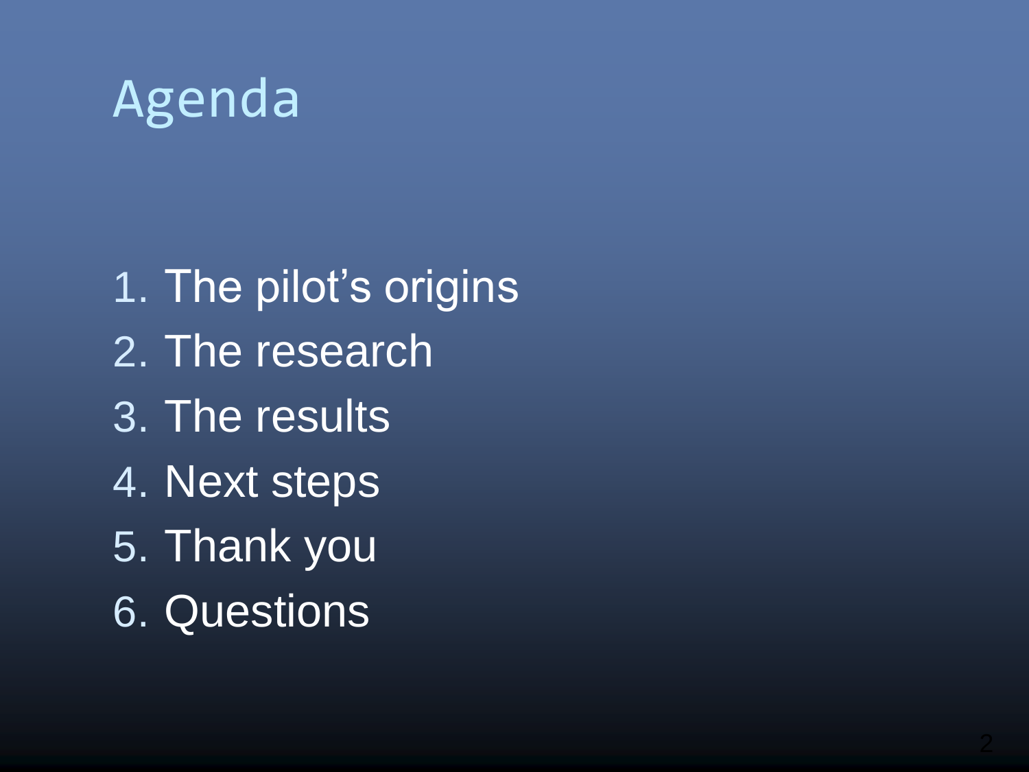# Agenda

1. The pilot's origins
2. The research
3. The results
4. Next steps
5. Thank you
6. Questions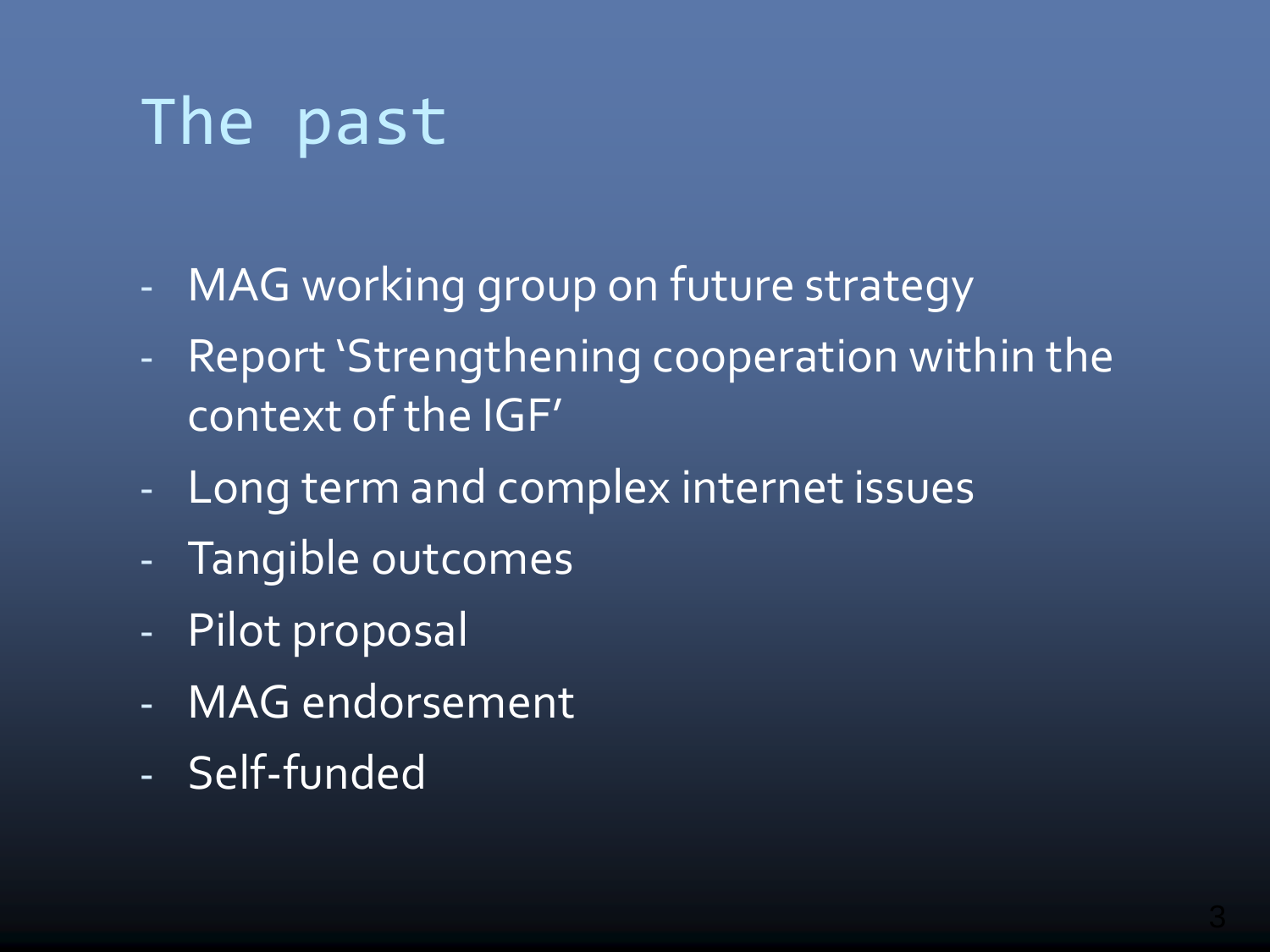# The past

- MAG working group on future strategy
- Report 'Strengthening cooperation within the context of the IGF'
- Long term and complex internet issues
- Tangible outcomes
- Pilot proposal
- MAG endorsement
- Self-funded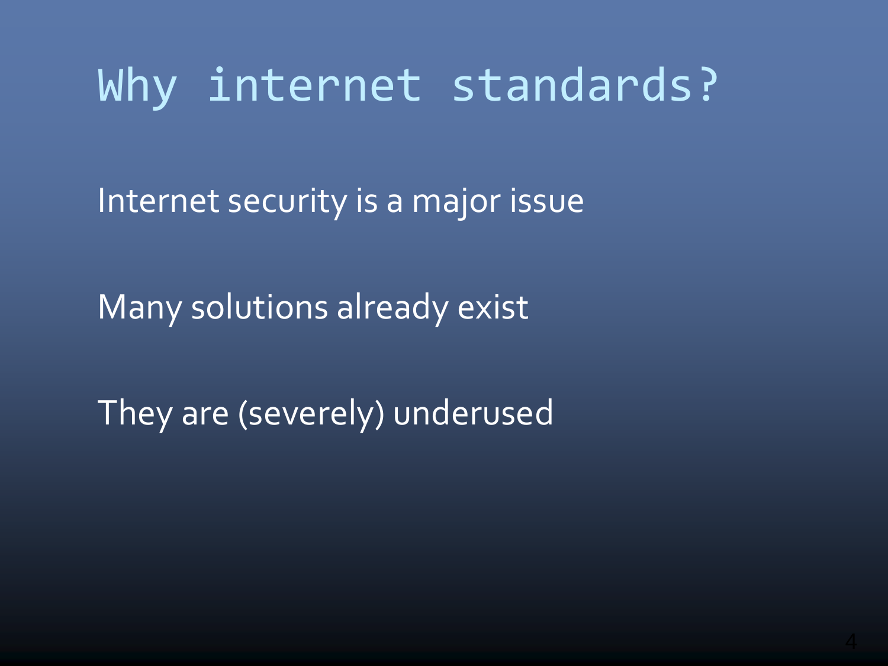# Why internet standards?

Internet security is a major issue

Many solutions already exist

They are (severely) underused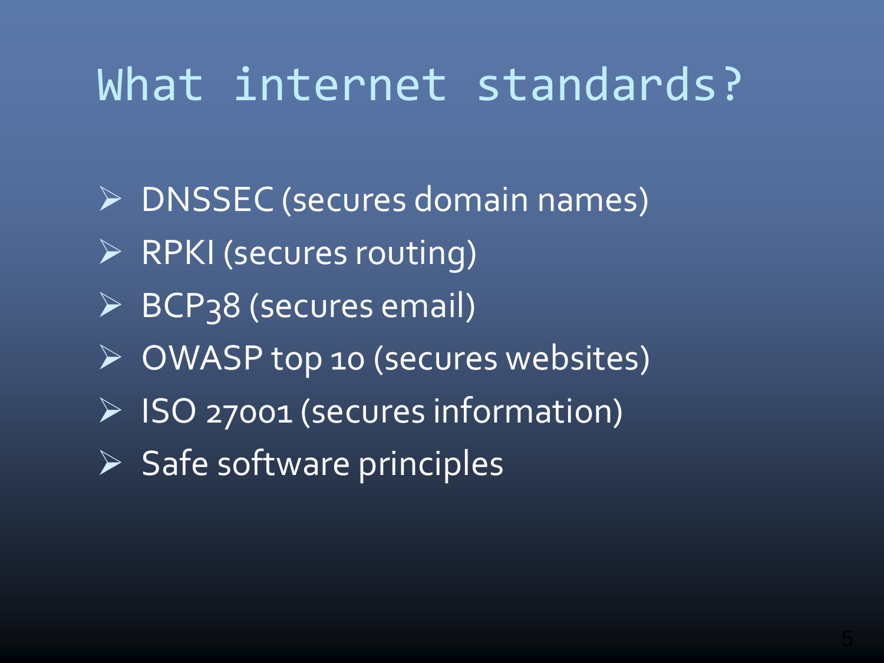# What internet standards?

- DNSSEC (secures domain names)
- RPKI (secures routing)
- BCP38 (secures email)
- OWASP top 10 (secures websites)
- ISO 27001 (secures information)
- Safe software principles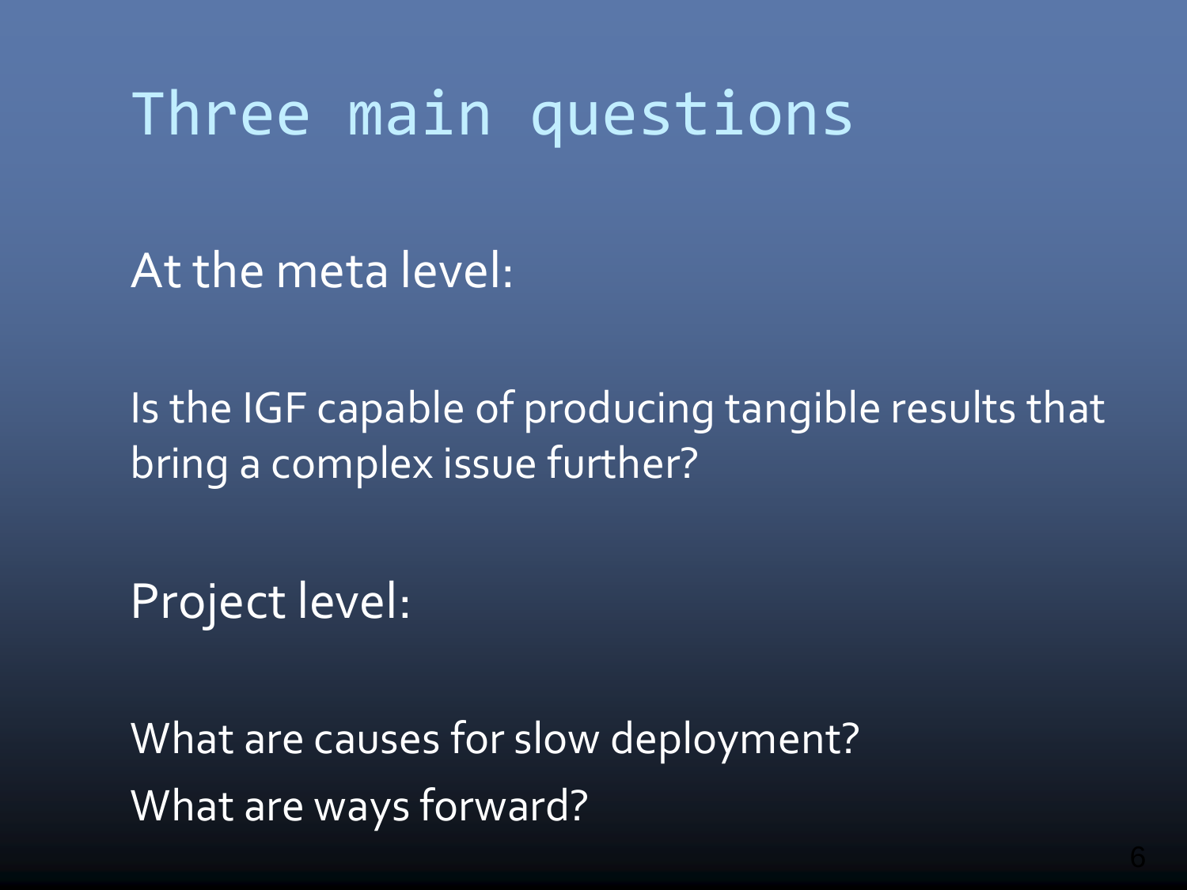# Three main questions

At the meta level:

Is the IGF capable of producing tangible results that bring a complex issue further?

Project level:

What are causes for slow deployment?

What are ways forward?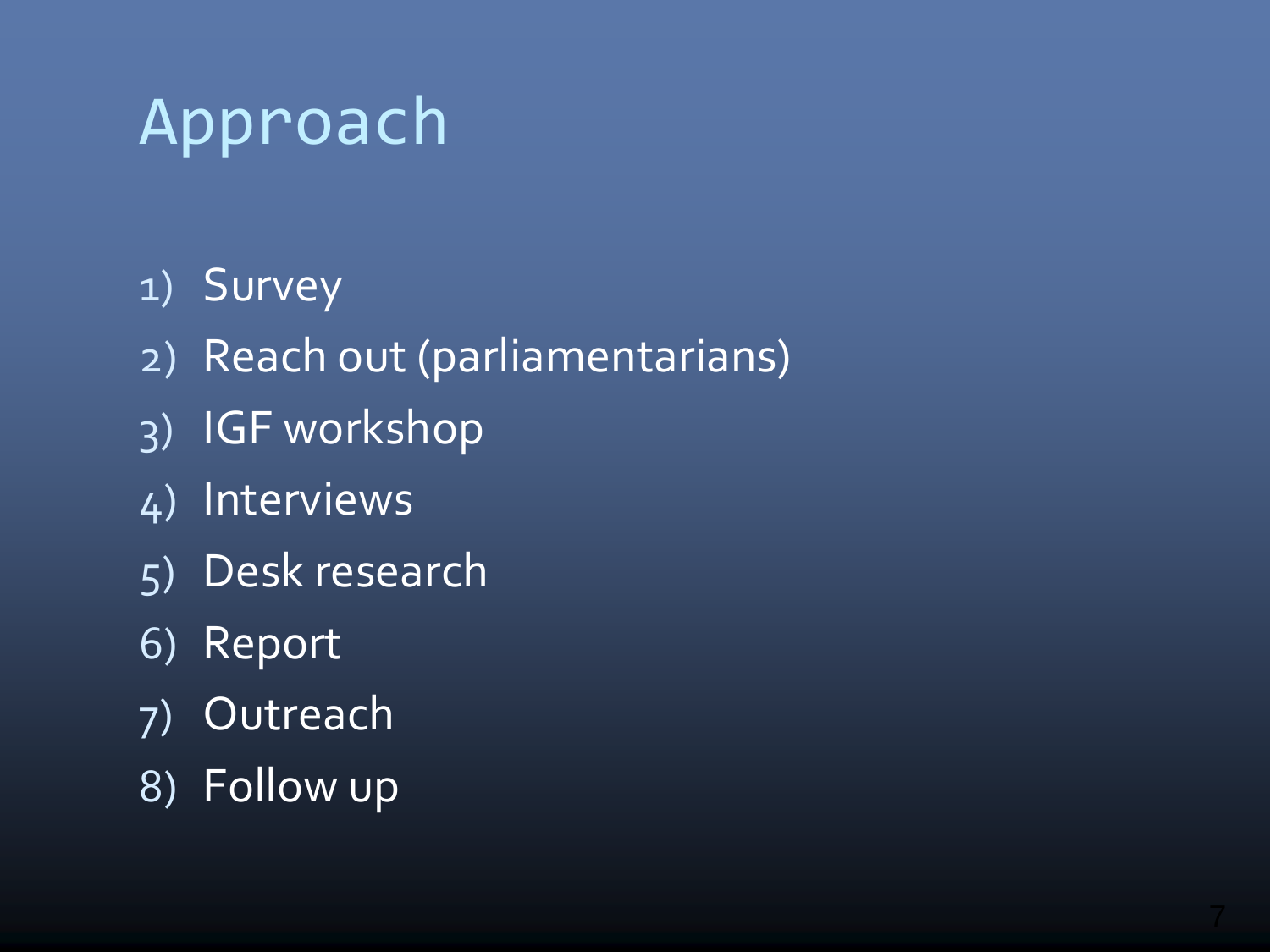# Approach

1) Survey
2) Reach out (parliamentarians)
3) IGF workshop
4) Interviews
5) Desk research
6) Report
7) Outreach
8) Follow up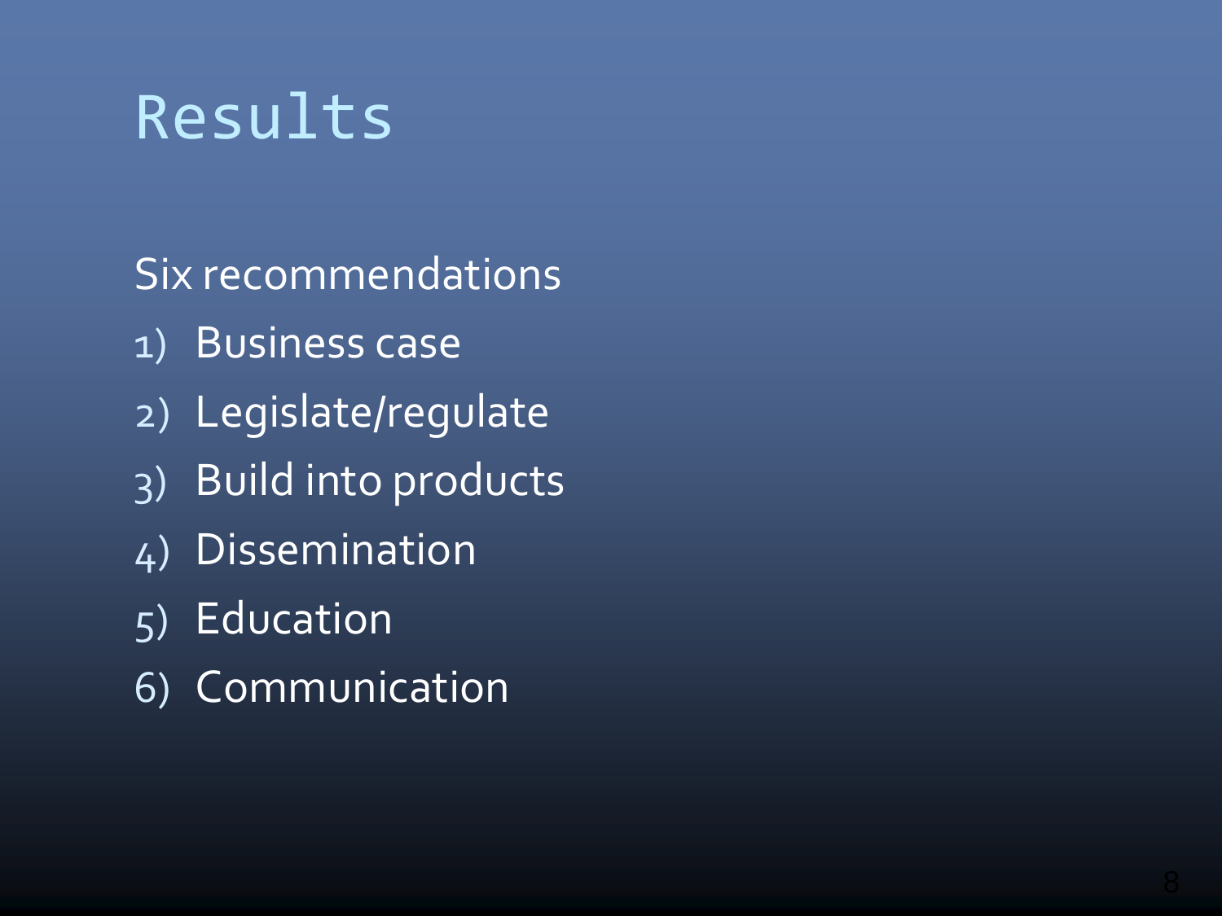# Results

Six recommendations

1) Business case
2) Legislate/regulate
3) Build into products
4) Dissemination
5) Education
6) Communication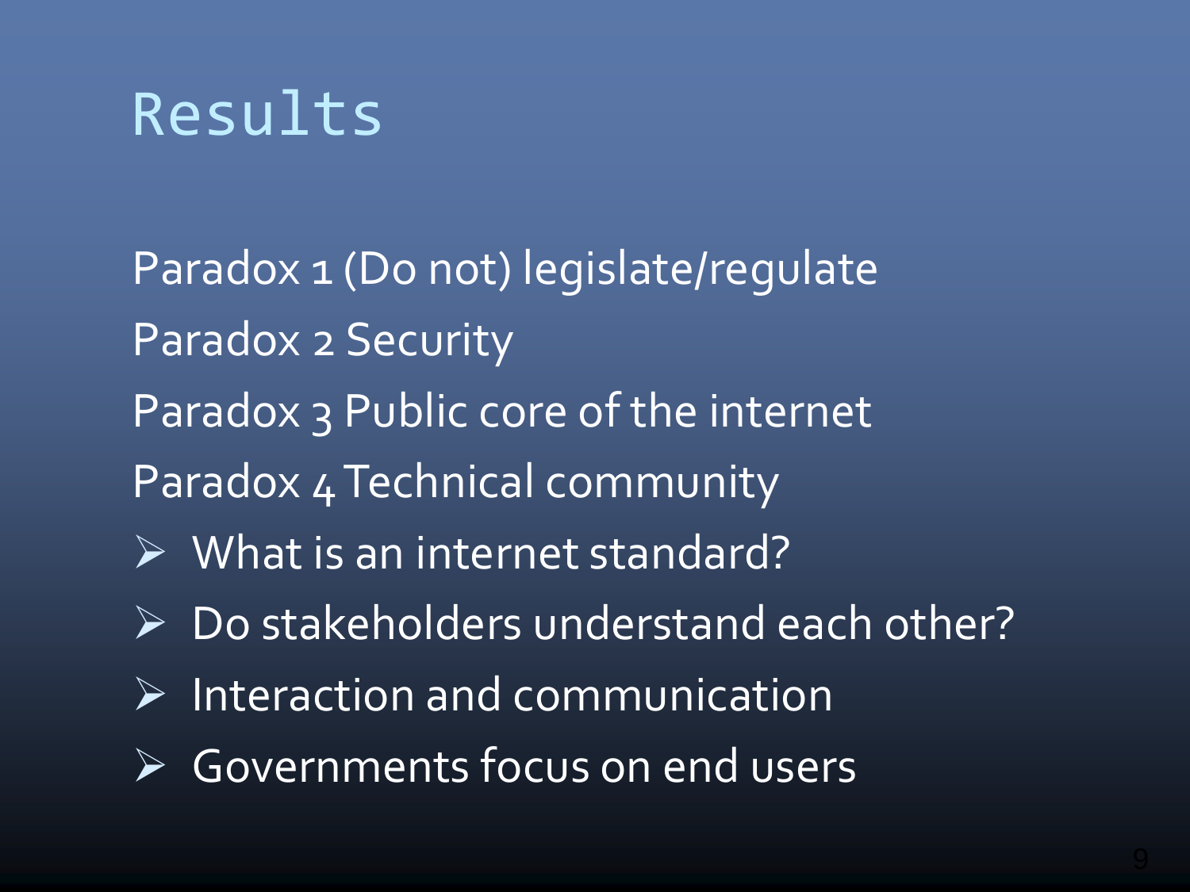# Results

Paradox 1 (Do not) legislate/regulate

Paradox 2 Security

Paradox 3 Public core of the internet

Paradox 4 Technical community

- What is an internet standard?
- Do stakeholders understand each other?
- Interaction and communication
- Governments focus on end users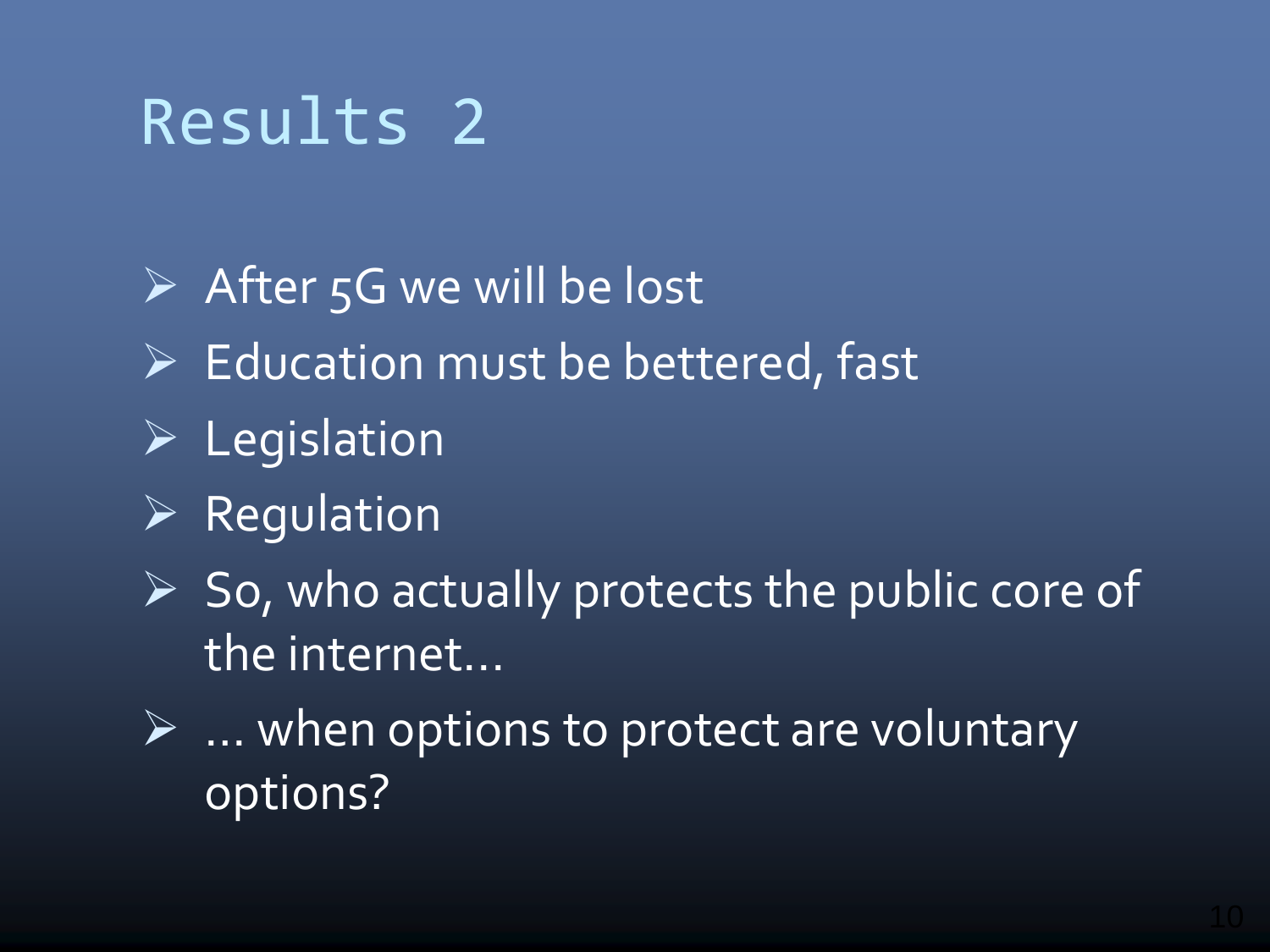# Results 2

- After 5G we will be lost
- Education must be bettered, fast
- Legislation
- Regulation
- So, who actually protects the public core of the internet…
- … when options to protect are voluntary options?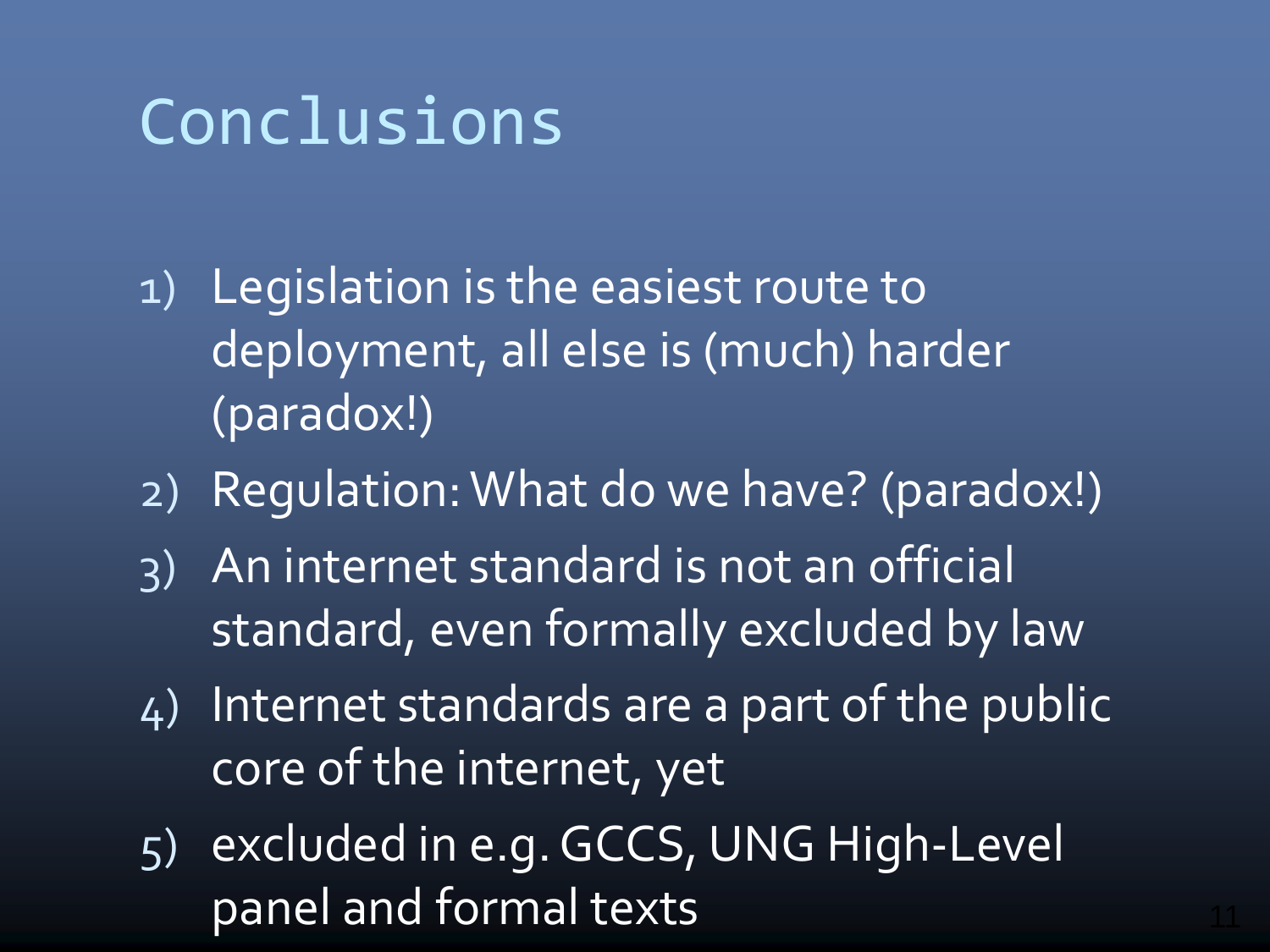# Conclusions

1) Legislation is the easiest route to deployment, all else is (much) harder (paradox!)
2) Regulation: What do we have? (paradox!)
3) An internet standard is not an official standard, even formally excluded by law
4) Internet standards are a part of the public core of the internet, yet
5) excluded in e.g. GCCS, UNG High-Level panel and formal texts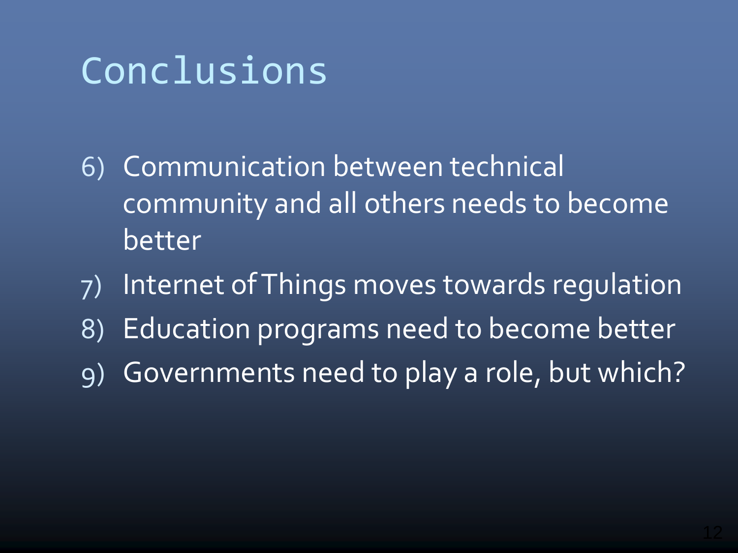# Conclusions

6) Communication between technical community and all others needs to become better
7) Internet of Things moves towards regulation
8) Education programs need to become better
9) Governments need to play a role, but which?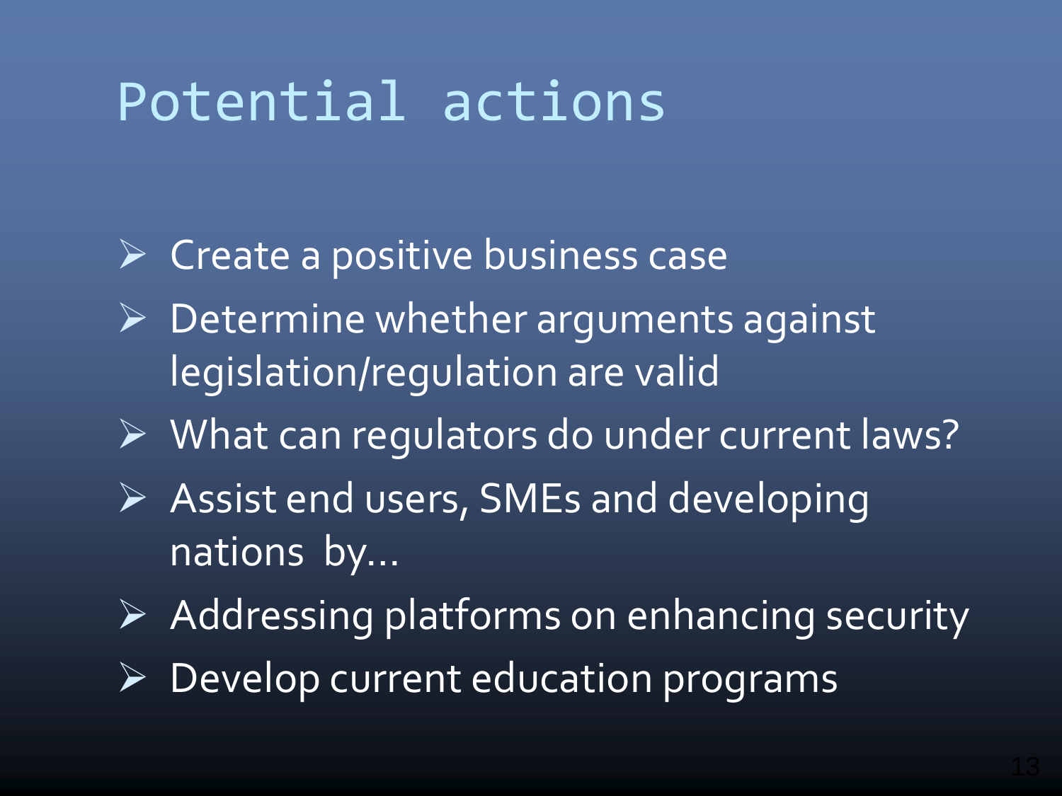# Potential actions

- Create a positive business case
- Determine whether arguments against legislation/regulation are valid
- What can regulators do under current laws?
- Assist end users, SMEs and developing nations by…
- Addressing platforms on enhancing security
- Develop current education programs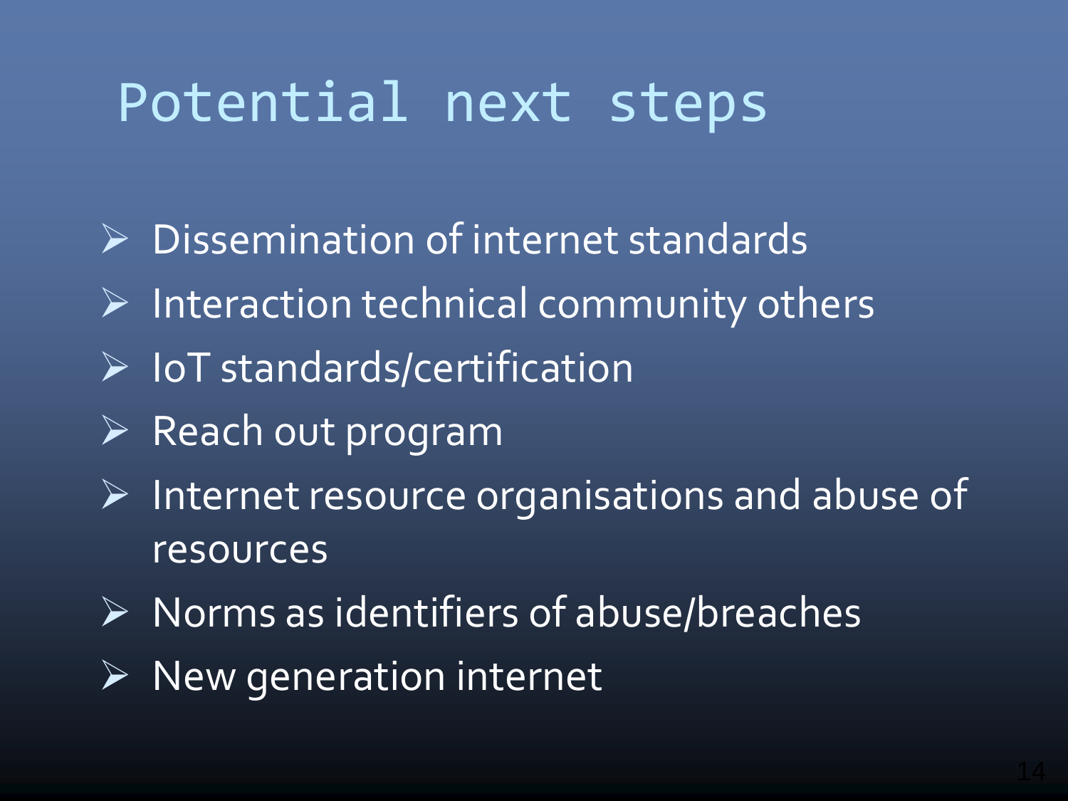# Potential next steps

- Dissemination of internet standards
- Interaction technical community others
- IoT standards/certification
- Reach out program
- Internet resource organisations and abuse of resources
- Norms as identifiers of abuse/breaches
- New generation internet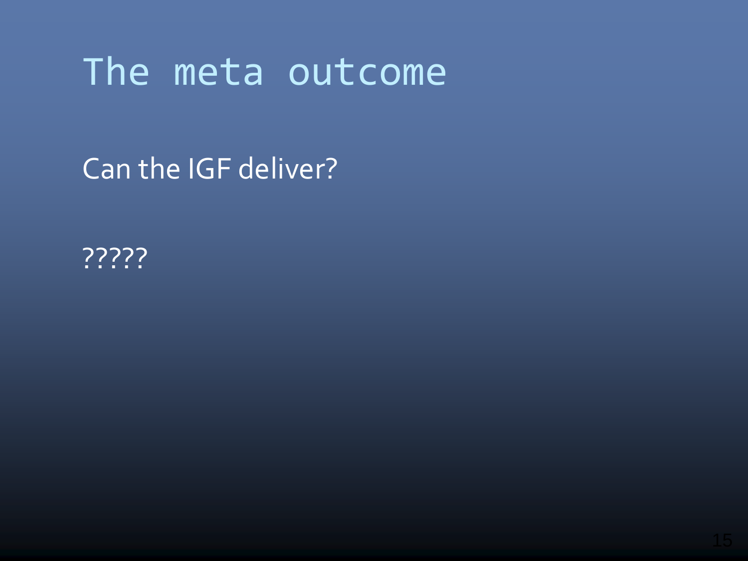# The meta outcome

Can the IGF deliver?

?????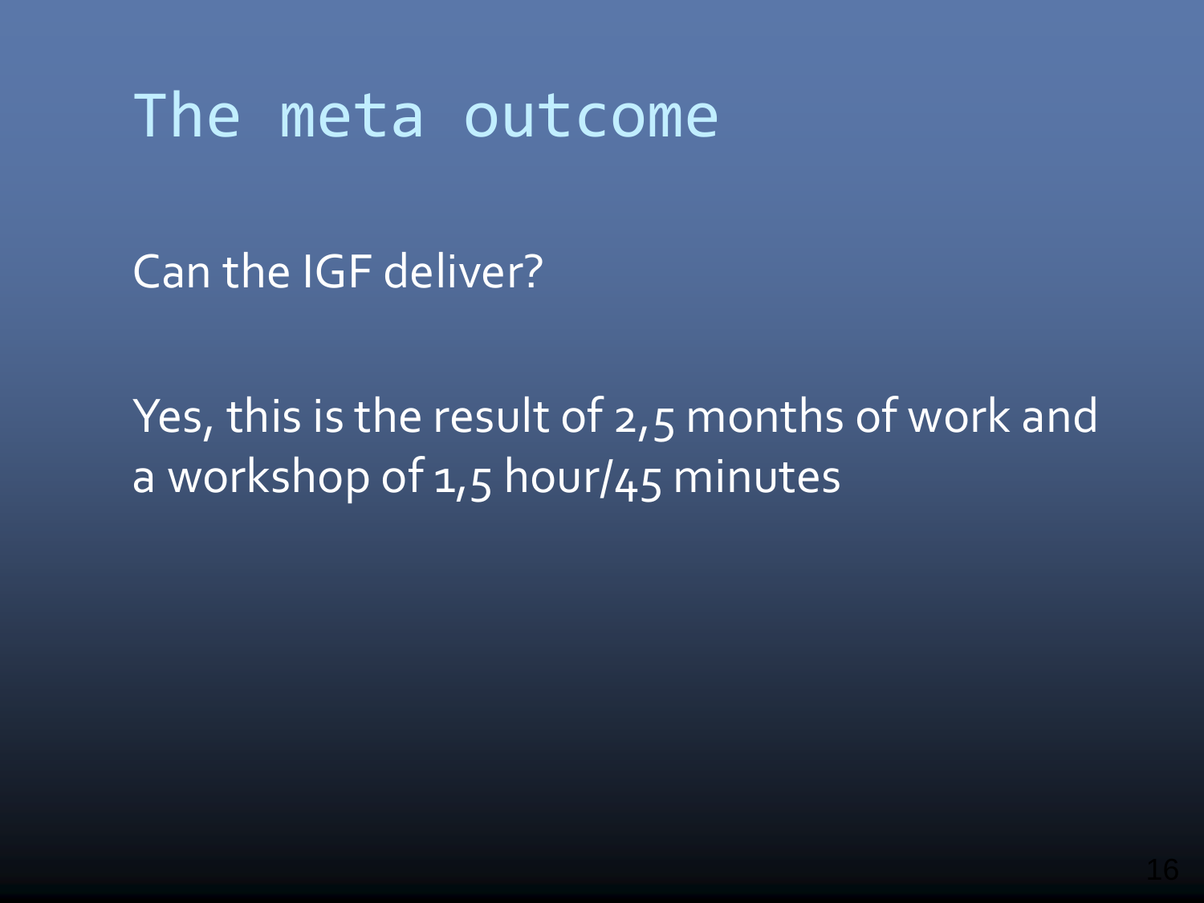# The meta outcome

Can the IGF deliver?

Yes, this is the result of 2,5 months of work and a workshop of 1,5 hour/45 minutes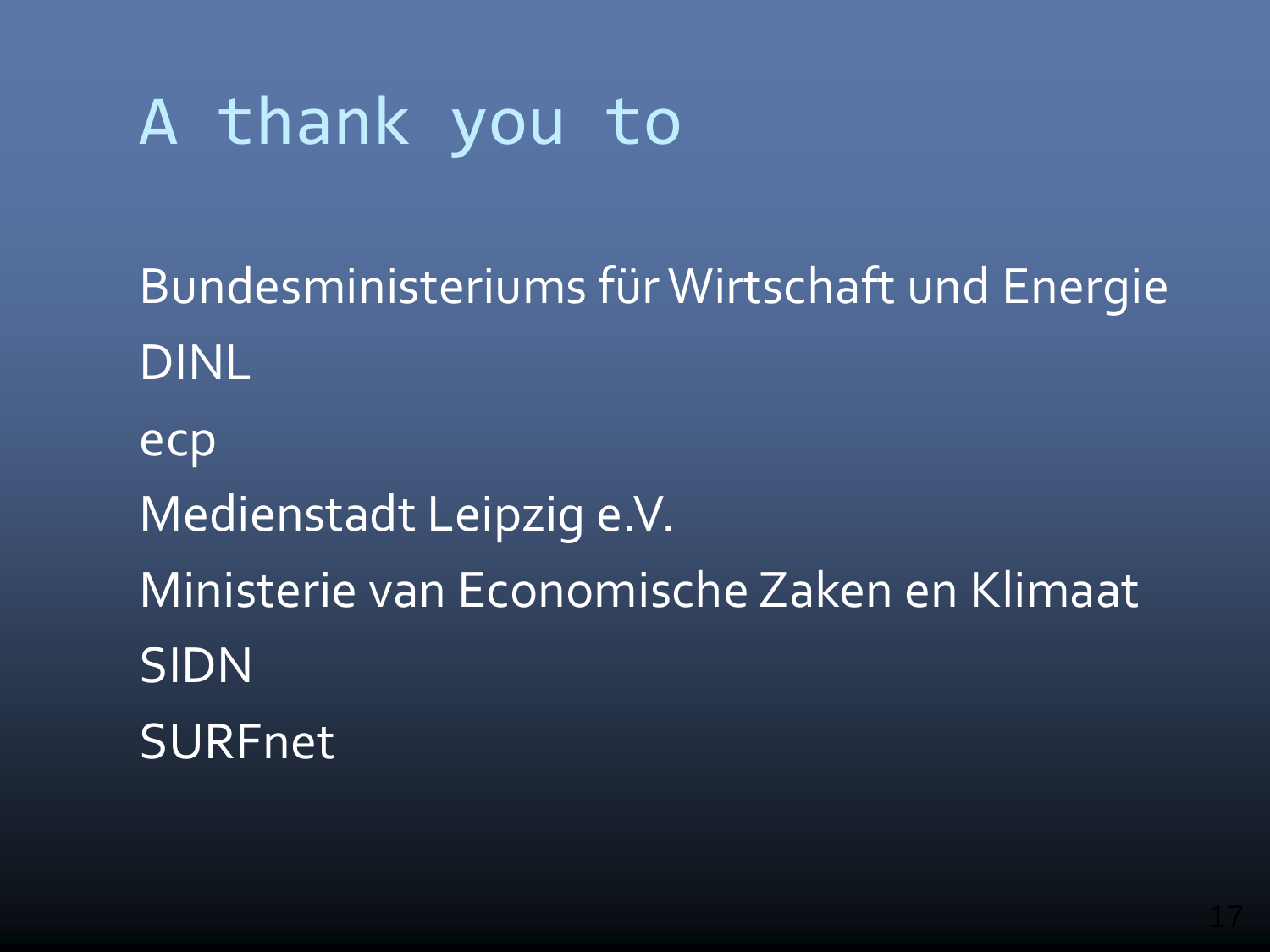# A thank you to

Bundesministeriums für Wirtschaft und Energie

DINL

ecp

Medienstadt Leipzig e.V.

Ministerie van Economische Zaken en Klimaat

SIDN

SURFnet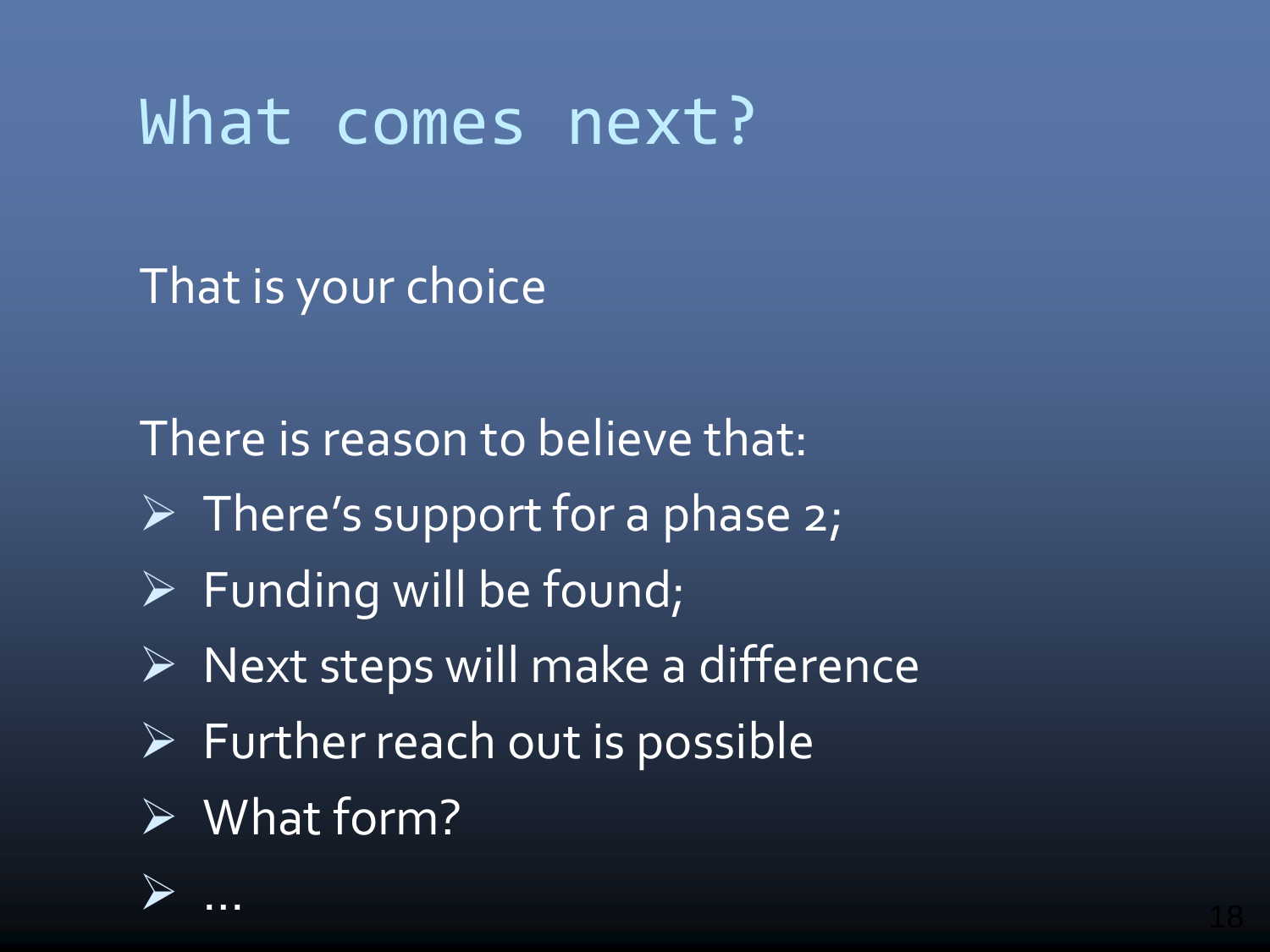# What comes next?

That is your choice

There is reason to believe that:

- There's support for a phase 2;
- Funding will be found;
- Next steps will make a difference
- Further reach out is possible
- What form?
- …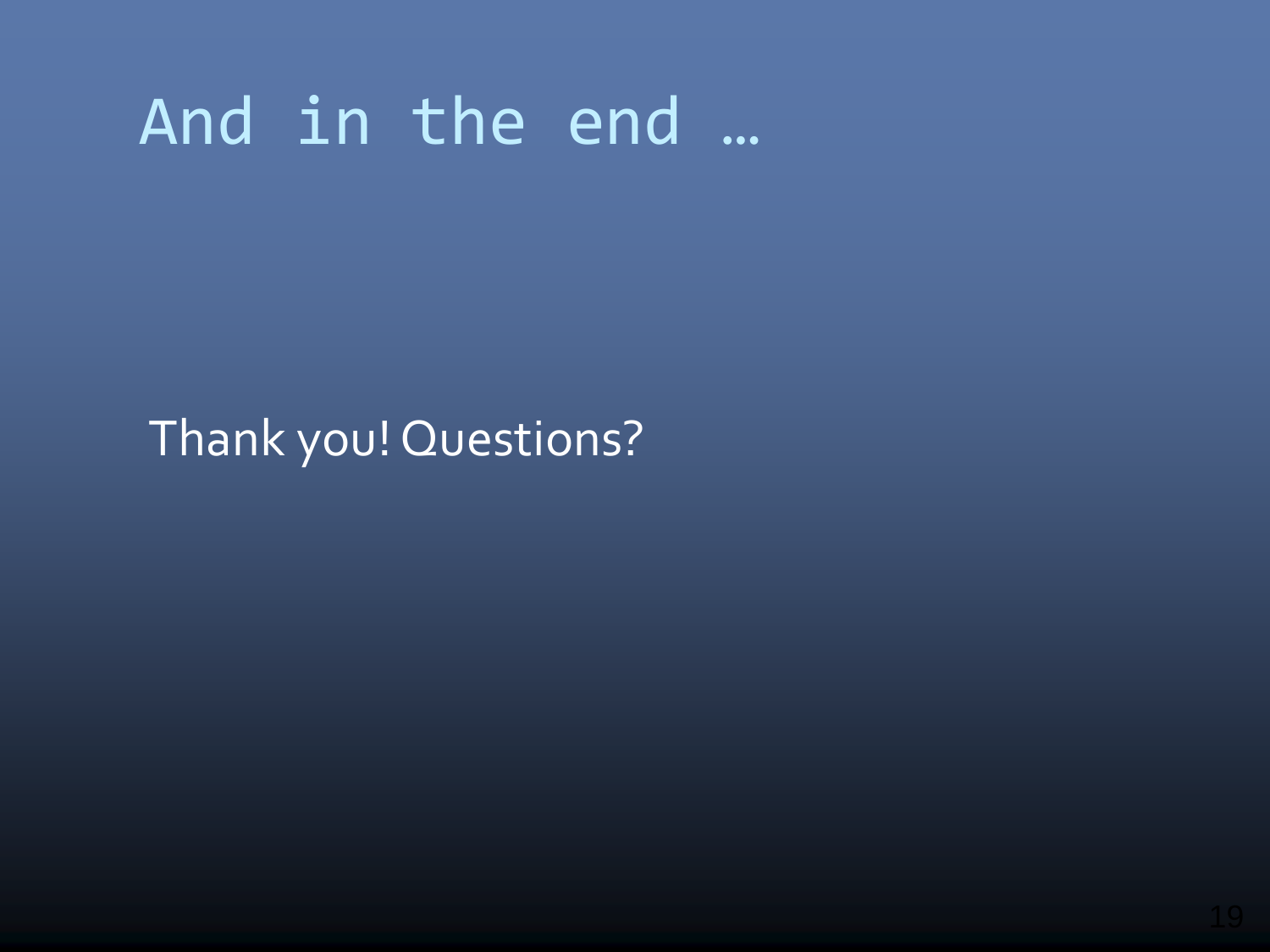# And in the end …

Thank you! Questions?